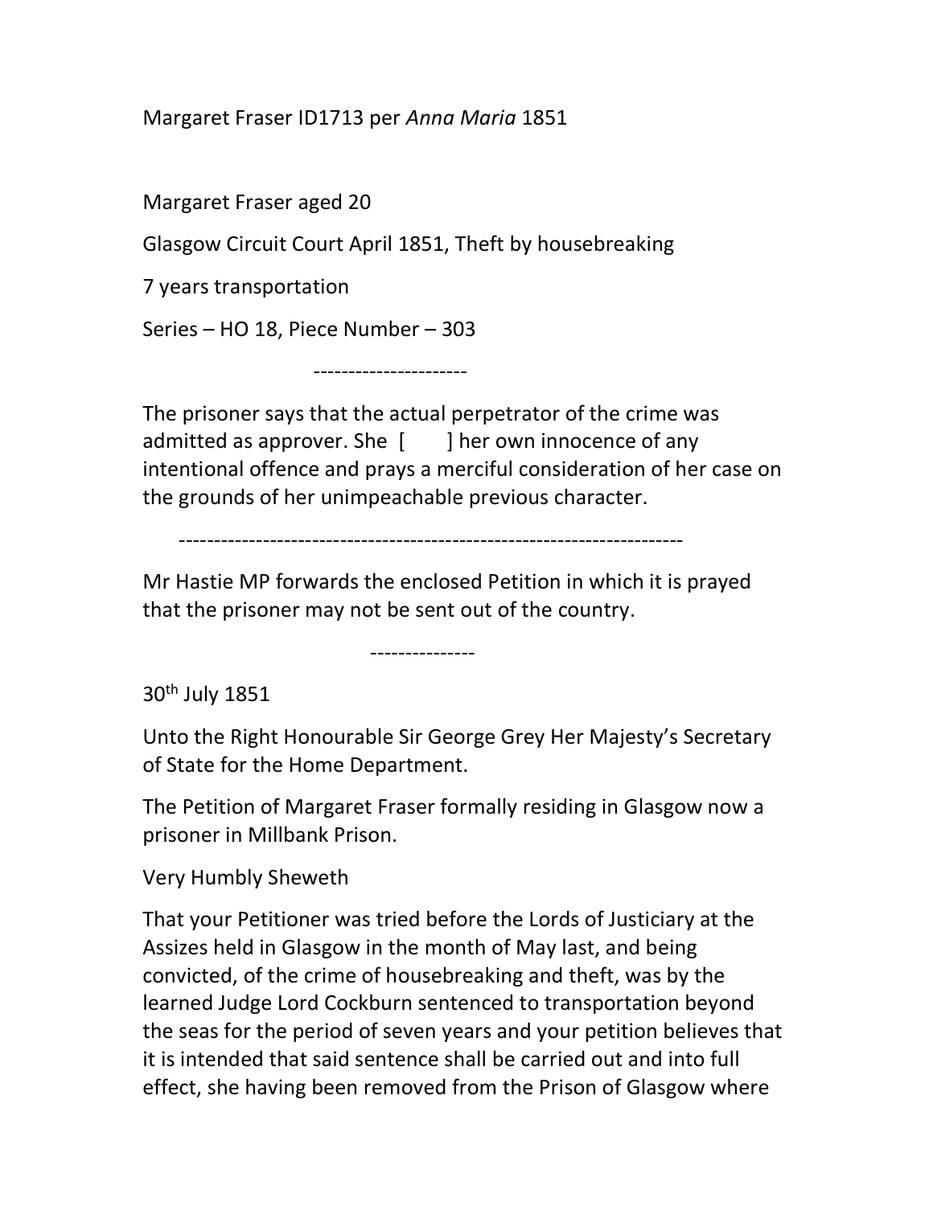Margaret Fraser ID1713 per *Anna Maria* 1851

Margaret Fraser aged 20

Glasgow Circuit Court April 1851, Theft by housebreaking

7 years transportation

Series – HO 18, Piece Number – 303

----------------------

The prisoner says that the actual perpetrator of the crime was admitted as approver. She [ ] her own innocence of any intentional offence and prays a merciful consideration of her case on the grounds of her unimpeachable previous character.

----------------------------------------------------------------------

Mr Hastie MP forwards the enclosed Petition in which it is prayed that the prisoner may not be sent out of the country.

---------------

30th July 1851

Unto the Right Honourable Sir George Grey Her Majesty's Secretary of State for the Home Department.

The Petition of Margaret Fraser formally residing in Glasgow now a prisoner in Millbank Prison.

Very Humbly Sheweth

That your Petitioner was tried before the Lords of Justiciary at the Assizes held in Glasgow in the month of May last, and being convicted, of the crime of housebreaking and theft, was by the learned Judge Lord Cockburn sentenced to transportation beyond the seas for the period of seven years and your petition believes that it is intended that said sentence shall be carried out and into full effect, she having been removed from the Prison of Glasgow where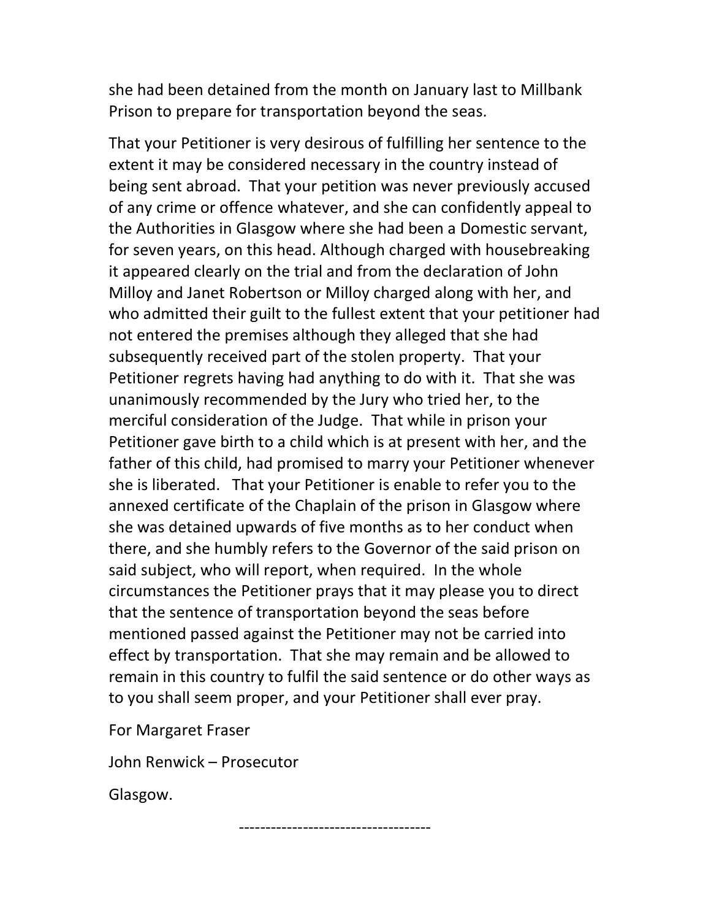she had been detained from the month on January last to Millbank Prison to prepare for transportation beyond the seas.

That your Petitioner is very desirous of fulfilling her sentence to the extent it may be considered necessary in the country instead of being sent abroad. That your petition was never previously accused of any crime or offence whatever, and she can confidently appeal to the Authorities in Glasgow where she had been a Domestic servant, for seven years, on this head. Although charged with housebreaking it appeared clearly on the trial and from the declaration of John Milloy and Janet Robertson or Milloy charged along with her, and who admitted their guilt to the fullest extent that your petitioner had not entered the premises although they alleged that she had subsequently received part of the stolen property. That your Petitioner regrets having had anything to do with it. That she was unanimously recommended by the Jury who tried her, to the merciful consideration of the Judge. That while in prison your Petitioner gave birth to a child which is at present with her, and the father of this child, had promised to marry your Petitioner whenever she is liberated. That your Petitioner is enable to refer you to the annexed certificate of the Chaplain of the prison in Glasgow where she was detained upwards of five months as to her conduct when there, and she humbly refers to the Governor of the said prison on said subject, who will report, when required. In the whole circumstances the Petitioner prays that it may please you to direct that the sentence of transportation beyond the seas before mentioned passed against the Petitioner may not be carried into effect by transportation. That she may remain and be allowed to remain in this country to fulfil the said sentence or do other ways as to you shall seem proper, and your Petitioner shall ever pray.

For Margaret Fraser

John Renwick – Prosecutor

Glasgow.

------------------------------------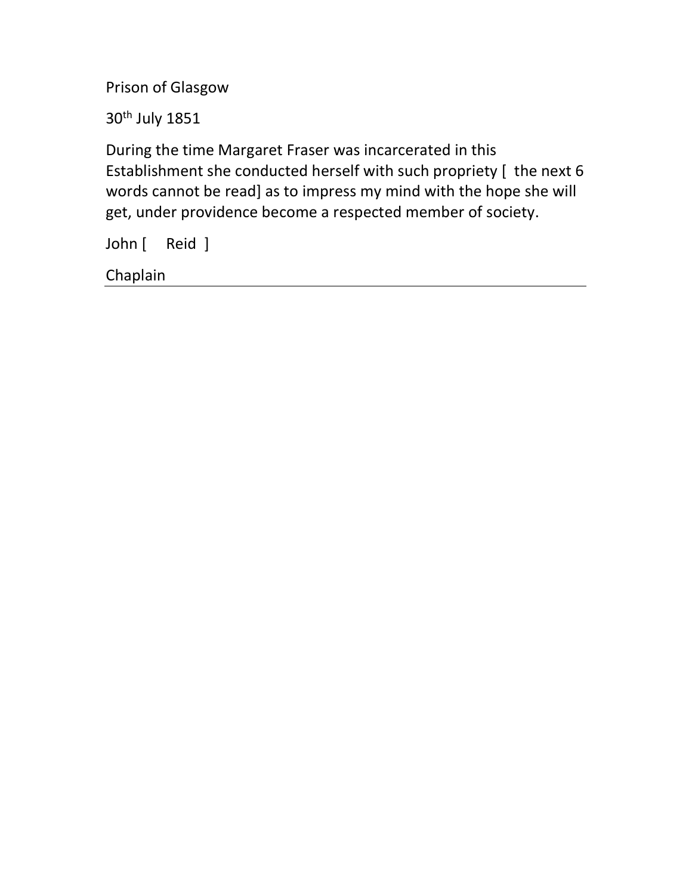Prison of Glasgow

30th July 1851

During the time Margaret Fraser was incarcerated in this Establishment she conducted herself with such propriety [ the next 6 words cannot be read] as to impress my mind with the hope she will get, under providence become a respected member of society.

John [ Reid ]

Chaplain

---